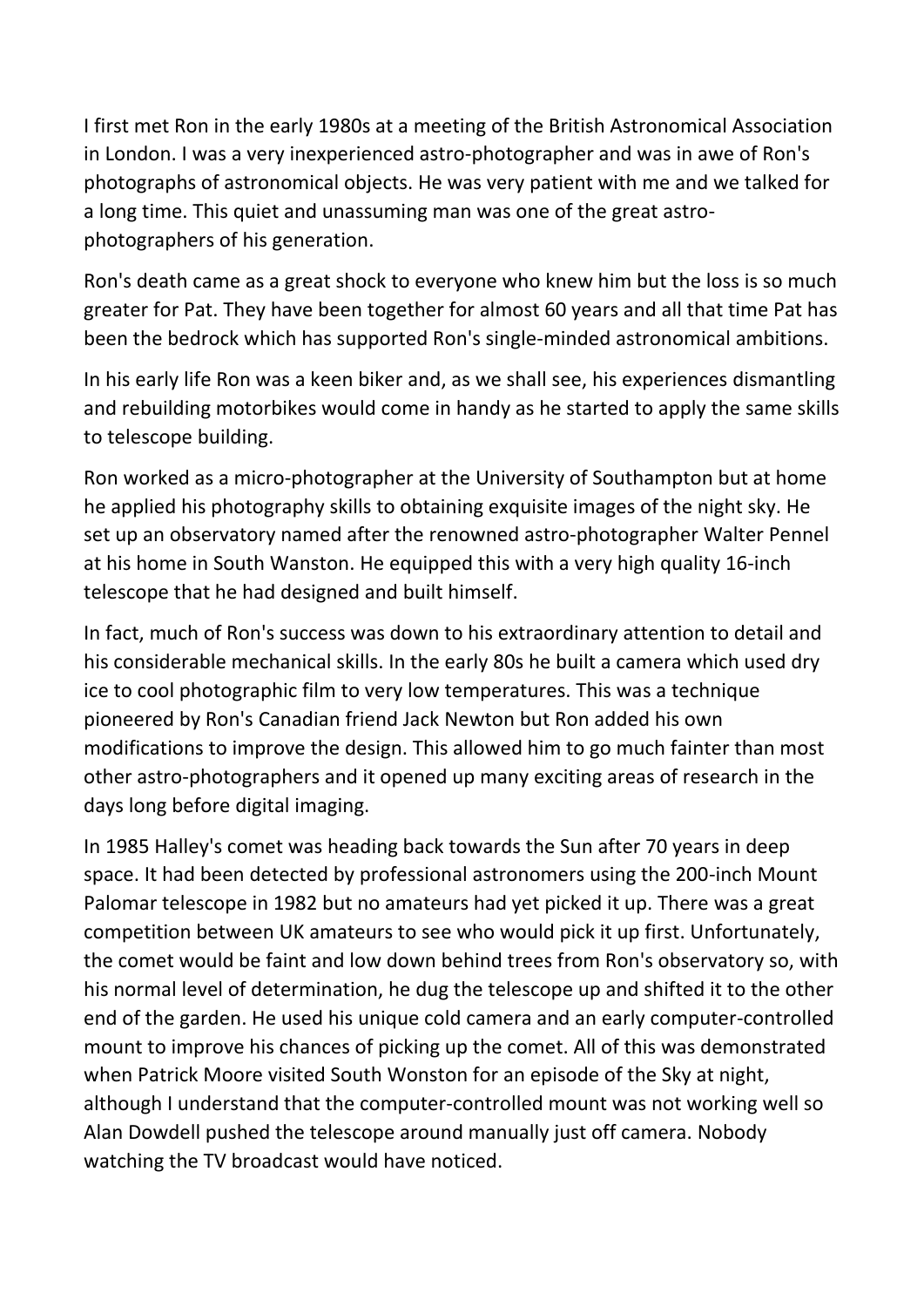I first met Ron in the early 1980s at a meeting of the British Astronomical Association in London. I was a very inexperienced astro-photographer and was in awe of Ron's photographs of astronomical objects. He was very patient with me and we talked for a long time. This quiet and unassuming man was one of the great astro-photographers of his generation.

Ron's death came as a great shock to everyone who knew him but the loss is so much greater for Pat. They have been together for almost 60 years and all that time Pat has been the bedrock which has supported Ron's single-minded astronomical ambitions.

In his early life Ron was a keen biker and, as we shall see, his experiences dismantling and rebuilding motorbikes would come in handy as he started to apply the same skills to telescope building.

Ron worked as a micro-photographer at the University of Southampton but at home he applied his photography skills to obtaining exquisite images of the night sky. He set up an observatory named after the renowned astro-photographer Walter Pennel at his home in South Wanston. He equipped this with a very high quality 16-inch telescope that he had designed and built himself.

In fact, much of Ron's success was down to his extraordinary attention to detail and his considerable mechanical skills. In the early 80s he built a camera which used dry ice to cool photographic film to very low temperatures. This was a technique pioneered by Ron's Canadian friend Jack Newton but Ron added his own modifications to improve the design. This allowed him to go much fainter than most other astro-photographers and it opened up many exciting areas of research in the days long before digital imaging.

In 1985 Halley's comet was heading back towards the Sun after 70 years in deep space. It had been detected by professional astronomers using the 200-inch Mount Palomar telescope in 1982 but no amateurs had yet picked it up. There was a great competition between UK amateurs to see who would pick it up first. Unfortunately, the comet would be faint and low down behind trees from Ron's observatory so, with his normal level of determination, he dug the telescope up and shifted it to the other end of the garden. He used his unique cold camera and an early computer-controlled mount to improve his chances of picking up the comet. All of this was demonstrated when Patrick Moore visited South Wonston for an episode of the Sky at night, although I understand that the computer-controlled mount was not working well so Alan Dowdell pushed the telescope around manually just off camera. Nobody watching the TV broadcast would have noticed.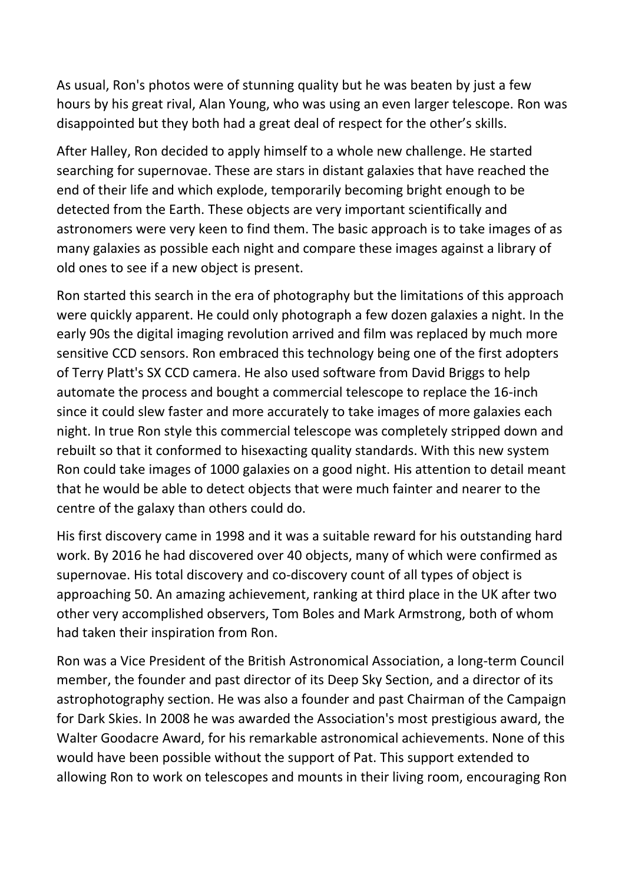As usual, Ron's photos were of stunning quality but he was beaten by just a few hours by his great rival, Alan Young, who was using an even larger telescope. Ron was disappointed but they both had a great deal of respect for the other’s skills.

After Halley, Ron decided to apply himself to a whole new challenge. He started searching for supernovae. These are stars in distant galaxies that have reached the end of their life and which explode, temporarily becoming bright enough to be detected from the Earth. These objects are very important scientifically and astronomers were very keen to find them. The basic approach is to take images of as many galaxies as possible each night and compare these images against a library of old ones to see if a new object is present.

Ron started this search in the era of photography but the limitations of this approach were quickly apparent. He could only photograph a few dozen galaxies a night. In the early 90s the digital imaging revolution arrived and film was replaced by much more sensitive CCD sensors. Ron embraced this technology being one of the first adopters of Terry Platt's SX CCD camera. He also used software from David Briggs to help automate the process and bought a commercial telescope to replace the 16-inch since it could slew faster and more accurately to take images of more galaxies each night. In true Ron style this commercial telescope was completely stripped down and rebuilt so that it conformed to hisexacting quality standards. With this new system Ron could take images of 1000 galaxies on a good night. His attention to detail meant that he would be able to detect objects that were much fainter and nearer to the centre of the galaxy than others could do.

His first discovery came in 1998 and it was a suitable reward for his outstanding hard work. By 2016 he had discovered over 40 objects, many of which were confirmed as supernovae. His total discovery and co-discovery count of all types of object is approaching 50. An amazing achievement, ranking at third place in the UK after two other very accomplished observers, Tom Boles and Mark Armstrong, both of whom had taken their inspiration from Ron.

Ron was a Vice President of the British Astronomical Association, a long-term Council member, the founder and past director of its Deep Sky Section, and a director of its astrophotography section. He was also a founder and past Chairman of the Campaign for Dark Skies. In 2008 he was awarded the Association's most prestigious award, the Walter Goodacre Award, for his remarkable astronomical achievements. None of this would have been possible without the support of Pat. This support extended to allowing Ron to work on telescopes and mounts in their living room, encouraging Ron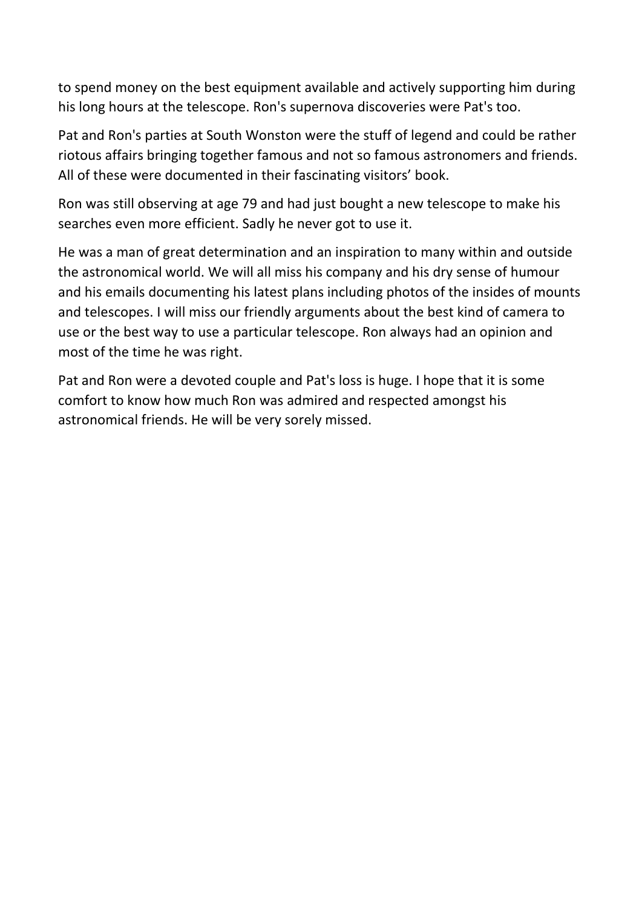to spend money on the best equipment available and actively supporting him during his long hours at the telescope. Ron's supernova discoveries were Pat's too.

Pat and Ron's parties at South Wonston were the stuff of legend and could be rather riotous affairs bringing together famous and not so famous astronomers and friends. All of these were documented in their fascinating visitors' book.

Ron was still observing at age 79 and had just bought a new telescope to make his searches even more efficient. Sadly he never got to use it.

He was a man of great determination and an inspiration to many within and outside the astronomical world. We will all miss his company and his dry sense of humour and his emails documenting his latest plans including photos of the insides of mounts and telescopes. I will miss our friendly arguments about the best kind of camera to use or the best way to use a particular telescope. Ron always had an opinion and most of the time he was right.

Pat and Ron were a devoted couple and Pat's loss is huge. I hope that it is some comfort to know how much Ron was admired and respected amongst his astronomical friends. He will be very sorely missed.